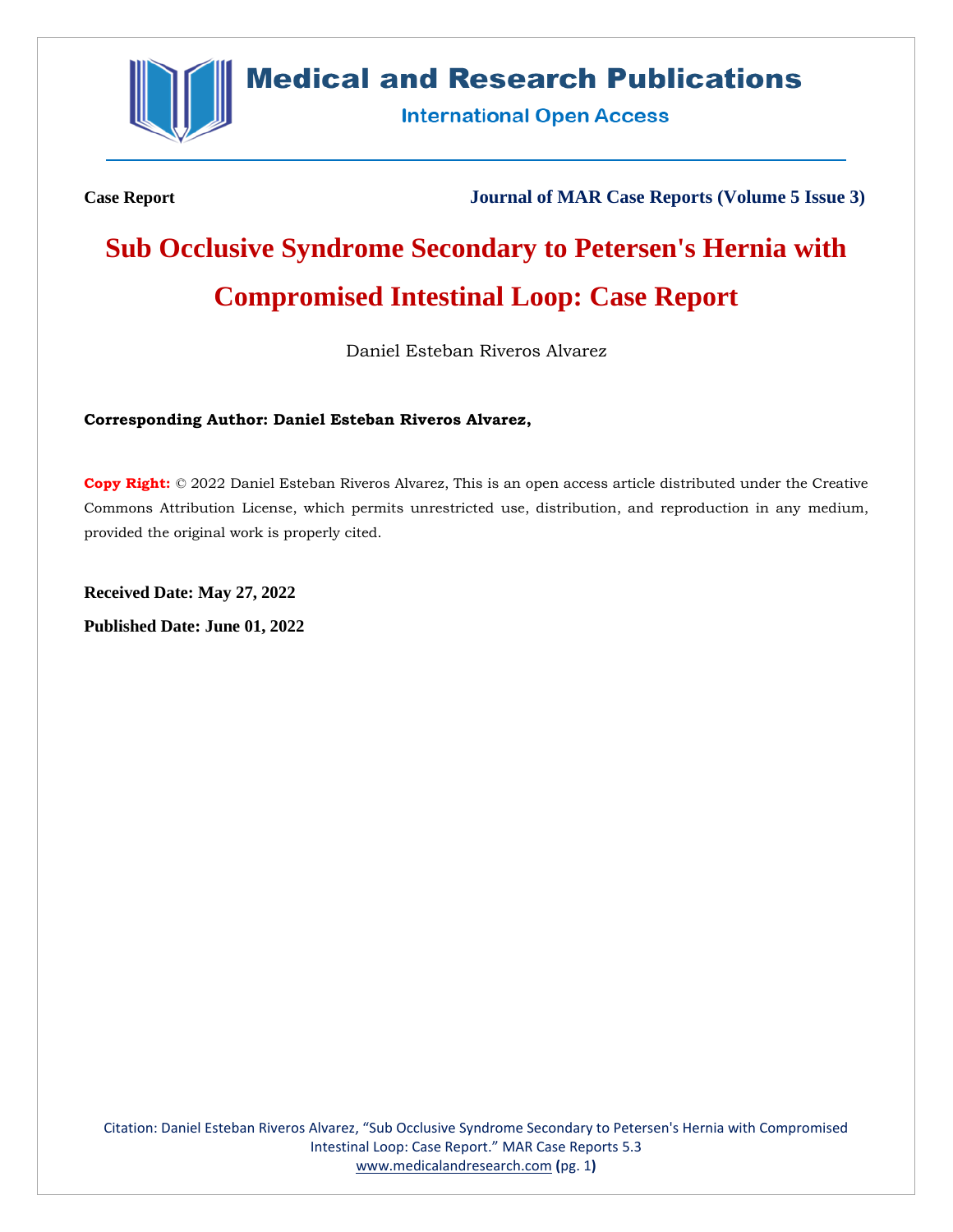Case Report

**Journal of MAR Case Reports (Volume 5 Issue 3)**

# Sub Occlusive Syndrome Secondary to Petersen's Hernia with Compromised Intestinal Loop: Case Report

Daniel Esteban Riveros Alvarez

**Corresponding Author: Daniel Esteban Riveros Alvarez,**

**Copy Right:** © 2022 Daniel Esteban Riveros Alvarez, This is an open access article distributed under the Creative Commons Attribution License, which permits unrestricted use, distribution, and reproduction in any medium, provided the original work is properly cited.

**Received Date: May 27, 2022**

**Published Date: June 01, 2022**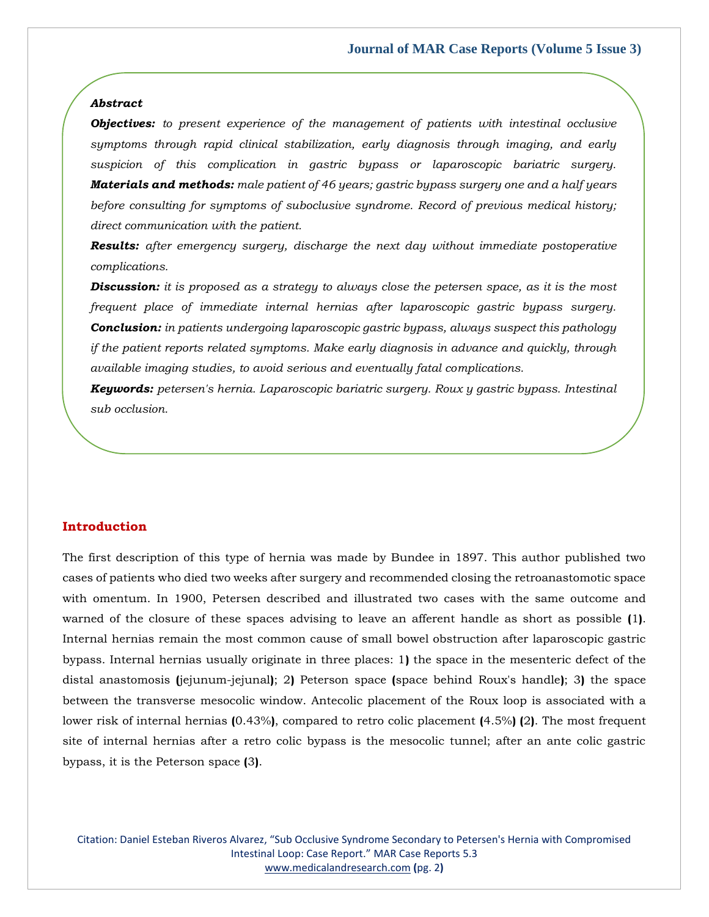*Abstract*

***Objectives:*** *to present experience of the management of patients with intestinal occlusive symptoms through rapid clinical stabilization, early diagnosis through imaging, and early suspicion of this complication in gastric bypass or laparoscopic bariatric surgery.*

***Materials and methods:*** *male patient of 46 years; gastric bypass surgery one and a half years before consulting for symptoms of suboclusive syndrome. Record of previous medical history; direct communication with the patient.*

***Results:*** *after emergency surgery, discharge the next day without immediate postoperative complications.*

***Discussion:*** *it is proposed as a strategy to always close the petersen space, as it is the most frequent place of immediate internal hernias after laparoscopic gastric bypass surgery.*

***Conclusion:*** *in patients undergoing laparoscopic gastric bypass, always suspect this pathology if the patient reports related symptoms. Make early diagnosis in advance and quickly, through available imaging studies, to avoid serious and eventually fatal complications.*

***Keywords:*** *petersen's hernia. Laparoscopic bariatric surgery. Roux y gastric bypass. Intestinal sub occlusion.*

## Introduction

The first description of this type of hernia was made by Bundee in 1897. This author published two cases of patients who died two weeks after surgery and recommended closing the retroanastomotic space with omentum. In 1900, Petersen described and illustrated two cases with the same outcome and warned of the closure of these spaces advising to leave an afferent handle as short as possible (1). Internal hernias remain the most common cause of small bowel obstruction after laparoscopic gastric bypass. Internal hernias usually originate in three places: 1) the space in the mesenteric defect of the distal anastomosis (jejunum-jejunal); 2) Peterson space (space behind Roux's handle); 3) the space between the transverse mesocolic window. Antecolic placement of the Roux loop is associated with a lower risk of internal hernias (0.43%), compared to retro colic placement (4.5%) (2). The most frequent site of internal hernias after a retro colic bypass is the mesocolic tunnel; after an ante colic gastric bypass, it is the Peterson space (3).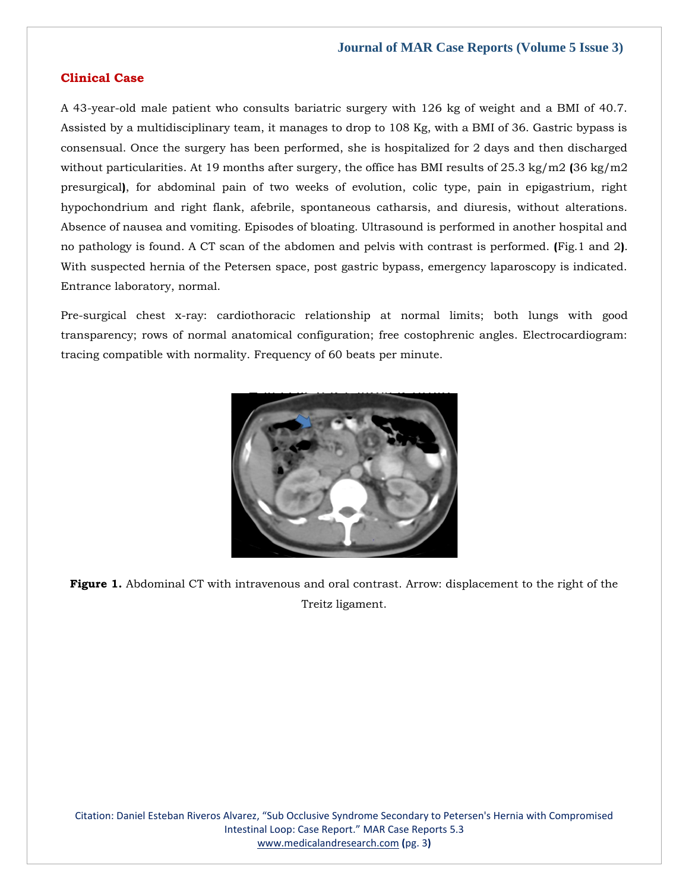## Clinical Case

A 43-year-old male patient who consults bariatric surgery with 126 kg of weight and a BMI of 40.7. Assisted by a multidisciplinary team, it manages to drop to 108 Kg, with a BMI of 36. Gastric bypass is consensual. Once the surgery has been performed, she is hospitalized for 2 days and then discharged without particularities. At 19 months after surgery, the office has BMI results of 25.3 kg/m2 **(**36 kg/m2 presurgical**)**, for abdominal pain of two weeks of evolution, colic type, pain in epigastrium, right hypochondrium and right flank, afebrile, spontaneous catharsis, and diuresis, without alterations. Absence of nausea and vomiting. Episodes of bloating. Ultrasound is performed in another hospital and no pathology is found. A CT scan of the abdomen and pelvis with contrast is performed. **(**Fig.1 and 2**)**. With suspected hernia of the Petersen space, post gastric bypass, emergency laparoscopy is indicated. Entrance laboratory, normal.

Pre-surgical chest x-ray: cardiothoracic relationship at normal limits; both lungs with good transparency; rows of normal anatomical configuration; free costophrenic angles. Electrocardiogram: tracing compatible with normality. Frequency of 60 beats per minute.

**Figure 1.** Abdominal CT with intravenous and oral contrast. Arrow: displacement to the right of the Treitz ligament.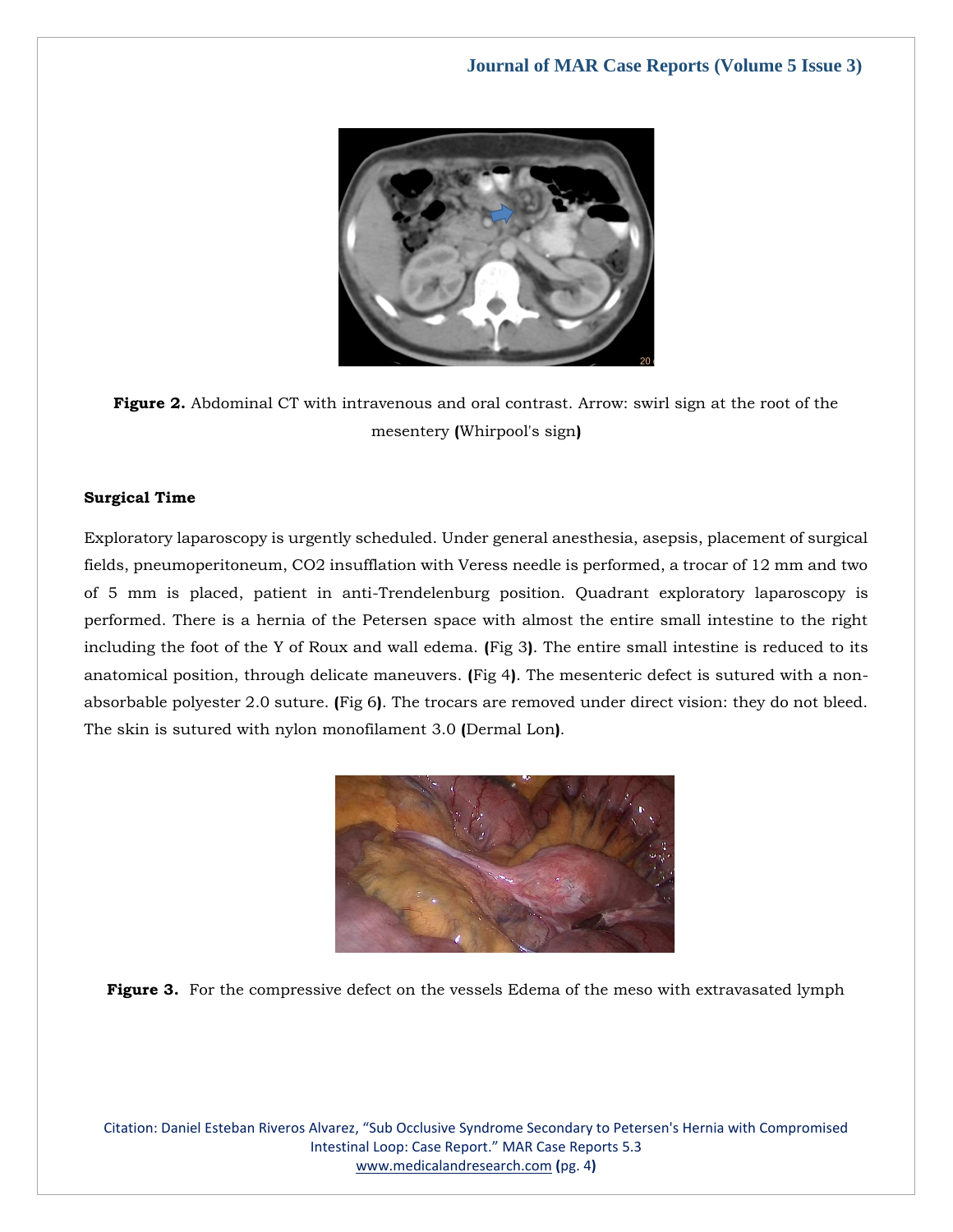Figure 2. Abdominal CT with intravenous and oral contrast. Arrow: swirl sign at the root of the mesentery (Whirpool's sign)

### Surgical Time

Exploratory laparoscopy is urgently scheduled. Under general anesthesia, asepsis, placement of surgical fields, pneumoperitoneum, $CO_2$ insufflation with Veress needle is performed, a trocar of 12 mm and two of 5 mm is placed, patient in anti-Trendelenburg position. Quadrant exploratory laparoscopy is performed. There is a hernia of the Petersen space with almost the entire small intestine to the right including the foot of the Y of Roux and wall edema. (Fig 3). The entire small intestine is reduced to its anatomical position, through delicate maneuvers. (Fig 4). The mesenteric defect is sutured with a non-absorbable polyester 2.0 suture. (Fig 6). The trocars are removed under direct vision: they do not bleed. The skin is sutured with nylon monofilament 3.0 (Dermal Lon).

Figure 3. For the compressive defect on the vessels Edema of the meso with extravasated lymph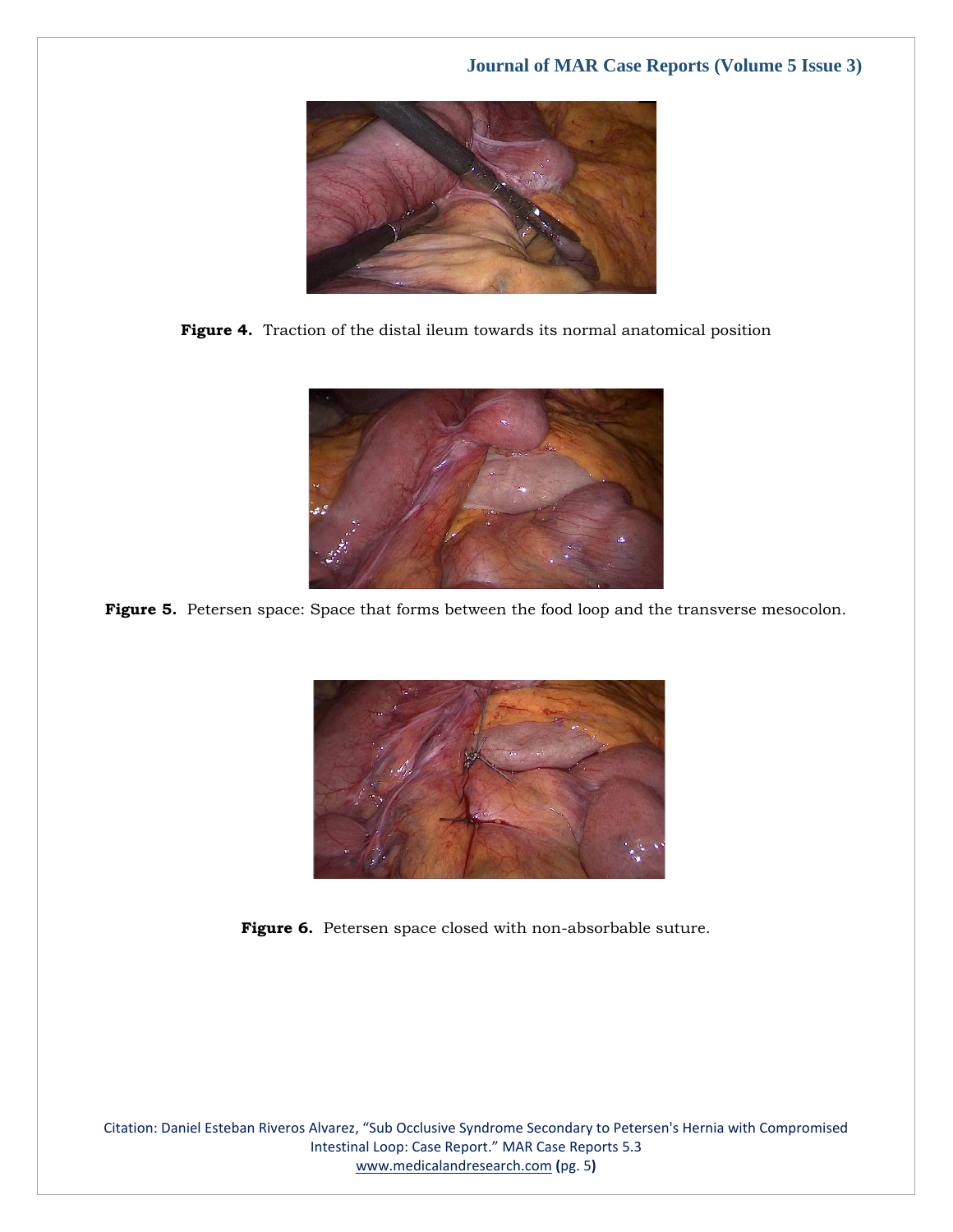**Figure 4.** Traction of the distal ileum towards its normal anatomical position

**Figure 5.** Petersen space: Space that forms between the food loop and the transverse mesocolon.

**Figure 6.** Petersen space closed with non-absorbable suture.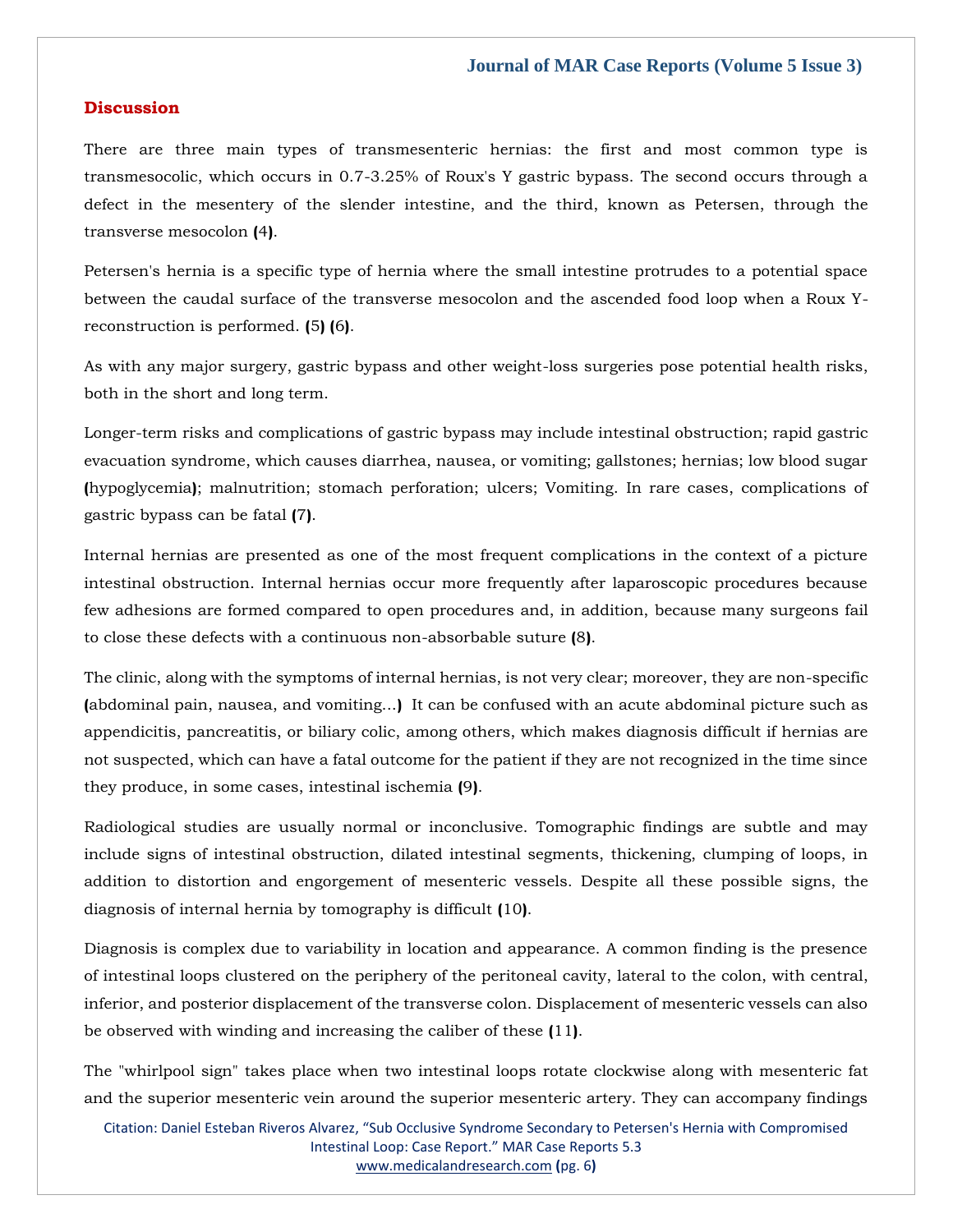## Discussion

There are three main types of transmesenteric hernias: the first and most common type is transmesocolic, which occurs in 0.7-3.25% of Roux's Y gastric bypass. The second occurs through a defect in the mesentery of the slender intestine, and the third, known as Petersen, through the transverse mesocolon **(**4**)**.

Petersen's hernia is a specific type of hernia where the small intestine protrudes to a potential space between the caudal surface of the transverse mesocolon and the ascended food loop when a Roux Y-reconstruction is performed. **(**5**) (**6**)**.

As with any major surgery, gastric bypass and other weight-loss surgeries pose potential health risks, both in the short and long term.

Longer-term risks and complications of gastric bypass may include intestinal obstruction; rapid gastric evacuation syndrome, which causes diarrhea, nausea, or vomiting; gallstones; hernias; low blood sugar **(**hypoglycemia**)**; malnutrition; stomach perforation; ulcers; Vomiting. In rare cases, complications of gastric bypass can be fatal **(**7**)**.

Internal hernias are presented as one of the most frequent complications in the context of a picture intestinal obstruction. Internal hernias occur more frequently after laparoscopic procedures because few adhesions are formed compared to open procedures and, in addition, because many surgeons fail to close these defects with a continuous non-absorbable suture **(**8**)**.

The clinic, along with the symptoms of internal hernias, is not very clear; moreover, they are non-specific **(**abdominal pain, nausea, and vomiting...**)** It can be confused with an acute abdominal picture such as appendicitis, pancreatitis, or biliary colic, among others, which makes diagnosis difficult if hernias are not suspected, which can have a fatal outcome for the patient if they are not recognized in the time since they produce, in some cases, intestinal ischemia **(**9**)**.

Radiological studies are usually normal or inconclusive. Tomographic findings are subtle and may include signs of intestinal obstruction, dilated intestinal segments, thickening, clumping of loops, in addition to distortion and engorgement of mesenteric vessels. Despite all these possible signs, the diagnosis of internal hernia by tomography is difficult **(**10**)**.

Diagnosis is complex due to variability in location and appearance. A common finding is the presence of intestinal loops clustered on the periphery of the peritoneal cavity, lateral to the colon, with central, inferior, and posterior displacement of the transverse colon. Displacement of mesenteric vessels can also be observed with winding and increasing the caliber of these **(**11**)**.

The "whirlpool sign" takes place when two intestinal loops rotate clockwise along with mesenteric fat and the superior mesenteric vein around the superior mesenteric artery. They can accompany findings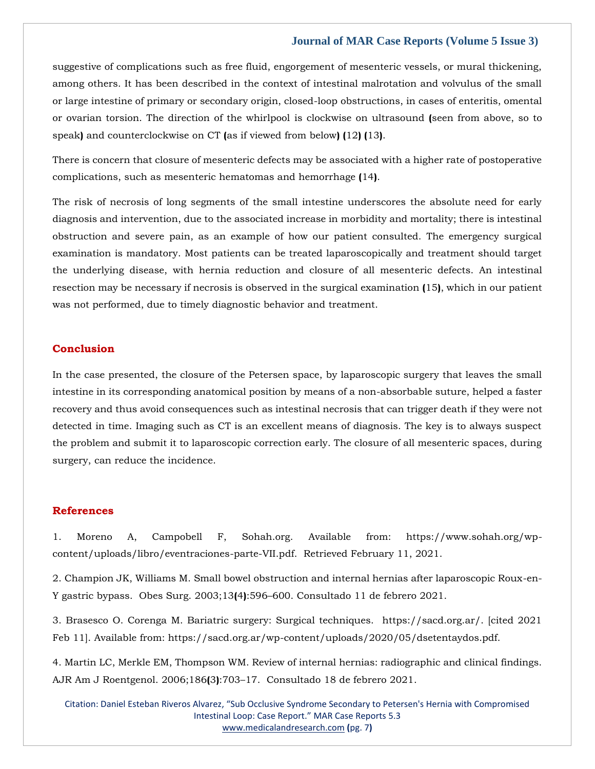suggestive of complications such as free fluid, engorgement of mesenteric vessels, or mural thickening, among others. It has been described in the context of intestinal malrotation and volvulus of the small or large intestine of primary or secondary origin, closed-loop obstructions, in cases of enteritis, omental or ovarian torsion. The direction of the whirlpool is clockwise on ultrasound (seen from above, so to speak) and counterclockwise on CT (as if viewed from below) (12) (13).

There is concern that closure of mesenteric defects may be associated with a higher rate of postoperative complications, such as mesenteric hematomas and hemorrhage (14).

The risk of necrosis of long segments of the small intestine underscores the absolute need for early diagnosis and intervention, due to the associated increase in morbidity and mortality; there is intestinal obstruction and severe pain, as an example of how our patient consulted. The emergency surgical examination is mandatory. Most patients can be treated laparoscopically and treatment should target the underlying disease, with hernia reduction and closure of all mesenteric defects. An intestinal resection may be necessary if necrosis is observed in the surgical examination (15), which in our patient was not performed, due to timely diagnostic behavior and treatment.

## Conclusion

In the case presented, the closure of the Petersen space, by laparoscopic surgery that leaves the small intestine in its corresponding anatomical position by means of a non-absorbable suture, helped a faster recovery and thus avoid consequences such as intestinal necrosis that can trigger death if they were not detected in time. Imaging such as CT is an excellent means of diagnosis. The key is to always suspect the problem and submit it to laparoscopic correction early. The closure of all mesenteric spaces, during surgery, can reduce the incidence.

## References

1. Moreno A, Campobell F, Sohah.org. Available from: https://www.sohah.org/wp-content/uploads/libro/eventraciones-parte-VII.pdf. Retrieved February 11, 2021.

2. Champion JK, Williams M. Small bowel obstruction and internal hernias after laparoscopic Roux-en-Y gastric bypass. Obes Surg. 2003;13(4):596–600. Consultado 11 de febrero 2021.

3. Brasesco O. Corenga M. Bariatric surgery: Surgical techniques. https://sacd.org.ar/. [cited 2021 Feb 11]. Available from: https://sacd.org.ar/wp-content/uploads/2020/05/dsetentaydos.pdf.

4. Martin LC, Merkle EM, Thompson WM. Review of internal hernias: radiographic and clinical findings. AJR Am J Roentgenol. 2006;186(3):703–17. Consultado 18 de febrero 2021.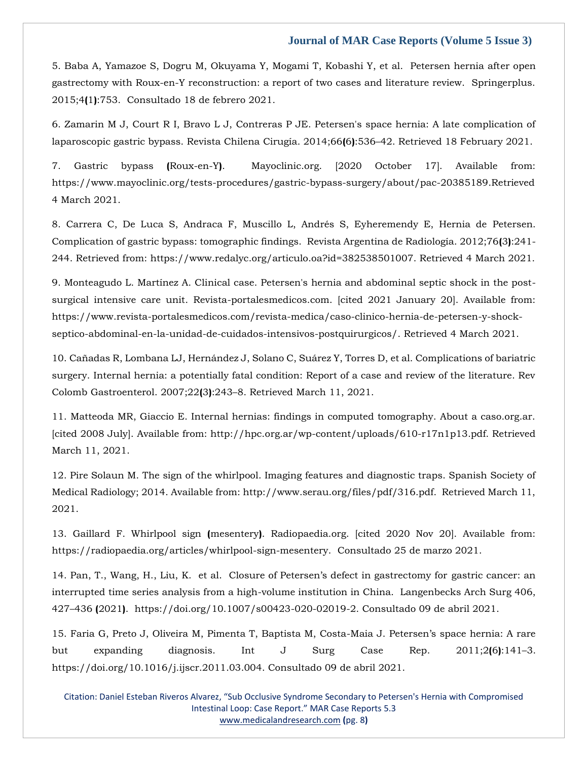5. Baba A, Yamazoe S, Dogru M, Okuyama Y, Mogami T, Kobashi Y, et al. Petersen hernia after open gastrectomy with Roux-en-Y reconstruction: a report of two cases and literature review. Springerplus. 2015;4(1):753. Consultado 18 de febrero 2021.

6. Zamarin M J, Court R I, Bravo L J, Contreras P JE. Petersen's space hernia: A late complication of laparoscopic gastric bypass. Revista Chilena Cirugía. 2014;66(6):536–42. Retrieved 18 February 2021.

7. Gastric bypass (Roux-en-Y). Mayoclinic.org. [2020 October 17]. Available from: https://www.mayoclinic.org/tests-procedures/gastric-bypass-surgery/about/pac-20385189.Retrieved 4 March 2021.

8. Carrera C, De Luca S, Andraca F, Muscillo L, Andrés S, Eyheremendy E, Hernia de Petersen. Complication of gastric bypass: tomographic findings. Revista Argentina de Radiología. 2012;76(3):241-244. Retrieved from: https://www.redalyc.org/articulo.oa?id=382538501007. Retrieved 4 March 2021.

9. Monteagudo L. Martínez A. Clinical case. Petersen's hernia and abdominal septic shock in the post-surgical intensive care unit. Revista-portalesmedicos.com. [cited 2021 January 20]. Available from: https://www.revista-portalesmedicos.com/revista-medica/caso-clinico-hernia-de-petersen-y-shock-septico-abdominal-en-la-unidad-de-cuidados-intensivos-postquirurgicos/. Retrieved 4 March 2021.

10. Cañadas R, Lombana LJ, Hernández J, Solano C, Suárez Y, Torres D, et al. Complications of bariatric surgery. Internal hernia: a potentially fatal condition: Report of a case and review of the literature. Rev Colomb Gastroenterol. 2007;22(3):243–8. Retrieved March 11, 2021.

11. Matteoda MR, Giaccio E. Internal hernias: findings in computed tomography. About a caso.org.ar. [cited 2008 July]. Available from: http://hpc.org.ar/wp-content/uploads/610-r17n1p13.pdf. Retrieved March 11, 2021.

12. Pire Solaun M. The sign of the whirlpool. Imaging features and diagnostic traps. Spanish Society of Medical Radiology; 2014. Available from: http://www.serau.org/files/pdf/316.pdf. Retrieved March 11, 2021.

13. Gaillard F. Whirlpool sign (mesentery). Radiopaedia.org. [cited 2020 Nov 20]. Available from: https://radiopaedia.org/articles/whirlpool-sign-mesentery. Consultado 25 de marzo 2021.

14. Pan, T., Wang, H., Liu, K. et al. Closure of Petersen's defect in gastrectomy for gastric cancer: an interrupted time series analysis from a high-volume institution in China. Langenbecks Arch Surg 406, 427–436 (2021). https://doi.org/10.1007/s00423-020-02019-2. Consultado 09 de abril 2021.

15. Faria G, Preto J, Oliveira M, Pimenta T, Baptista M, Costa-Maia J. Petersen's space hernia: A rare but expanding diagnosis. Int J Surg Case Rep. 2011;2(6):141–3. https://doi.org/10.1016/j.ijscr.2011.03.004. Consultado 09 de abril 2021.